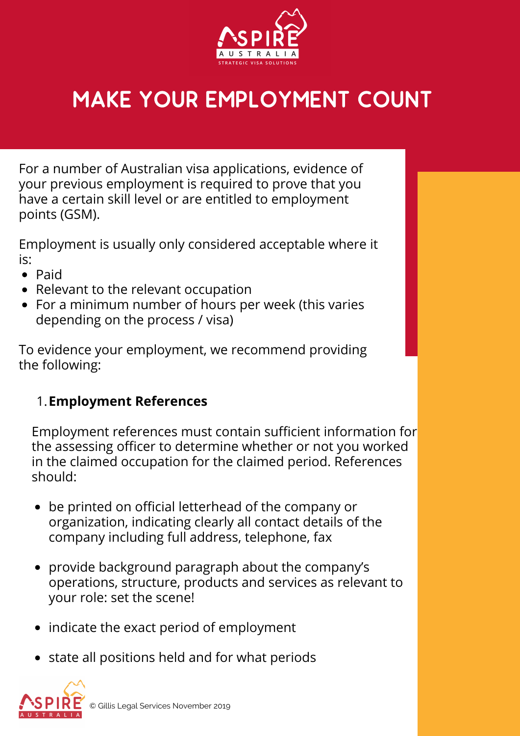# MAKE YOUR EMPLOYMENT COUNT

For a number of Australian visa applications, evidence of your previous employment is required to prove that you have a certain skill level or are entitled to employment points (GSM).

Employment is usually only considered acceptable where it is:

- Paid
- Relevant to the relevant occupation
- For a minimum number of hours per week (this varies depending on the process / visa)

To evidence your employment, we recommend providing the following:

1. **Employment References**

Employment references must contain sufficient information for the assessing officer to determine whether or not you worked in the claimed occupation for the claimed period. References should:

- be printed on official letterhead of the company or organization, indicating clearly all contact details of the company including full address, telephone, fax
- provide background paragraph about the company's operations, structure, products and services as relevant to your role: set the scene!
- indicate the exact period of employment
- state all positions held and for what periods

© Gillis Legal Services November 2019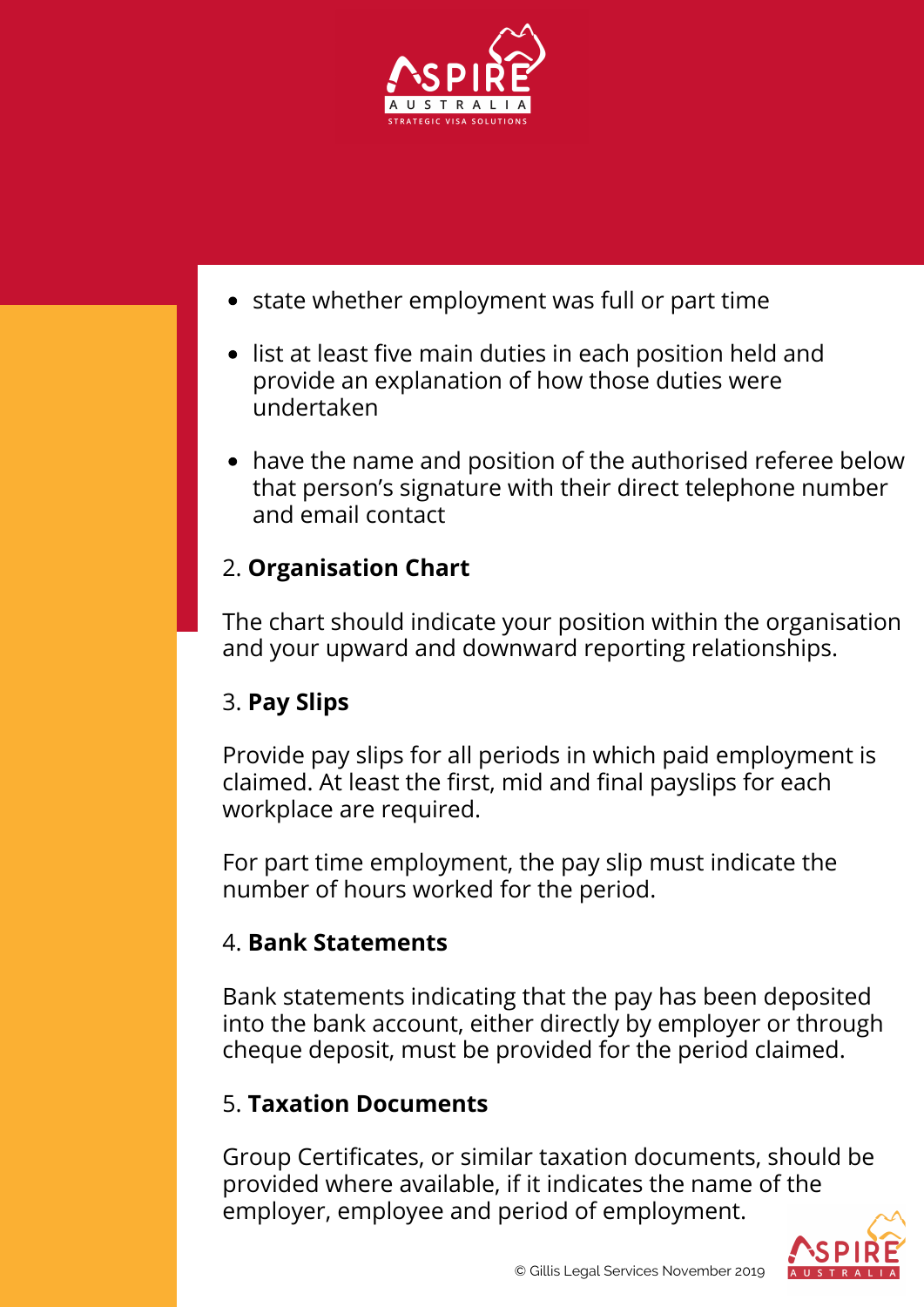- state whether employment was full or part time
- list at least five main duties in each position held and provide an explanation of how those duties were undertaken
- have the name and position of the authorised referee below that person's signature with their direct telephone number and email contact

2. **Organisation Chart**

The chart should indicate your position within the organisation and your upward and downward reporting relationships.

3. **Pay Slips**

Provide pay slips for all periods in which paid employment is claimed. At least the first, mid and final payslips for each workplace are required.

For part time employment, the pay slip must indicate the number of hours worked for the period.

4. **Bank Statements**

Bank statements indicating that the pay has been deposited into the bank account, either directly by employer or through cheque deposit, must be provided for the period claimed.

5. **Taxation Documents**

Group Certificates, or similar taxation documents, should be provided where available, if it indicates the name of the employer, employee and period of employment.

© Gillis Legal Services November 2019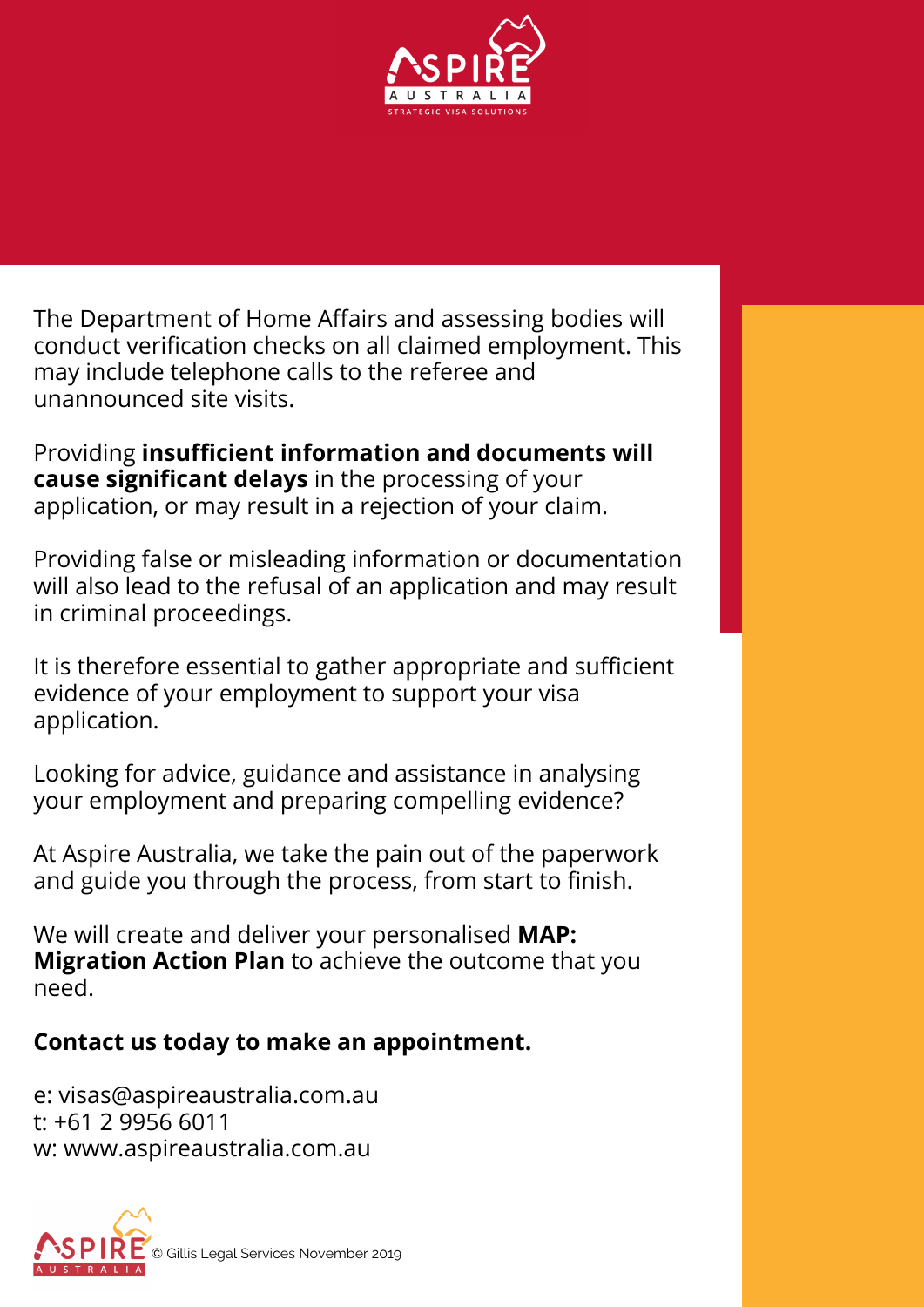The Department of Home Affairs and assessing bodies will conduct verification checks on all claimed employment. This may include telephone calls to the referee and unannounced site visits.

Providing **insufficient information and documents will cause significant delays** in the processing of your application, or may result in a rejection of your claim.

Providing false or misleading information or documentation will also lead to the refusal of an application and may result in criminal proceedings.

It is therefore essential to gather appropriate and sufficient evidence of your employment to support your visa application.

Looking for advice, guidance and assistance in analysing your employment and preparing compelling evidence?

At Aspire Australia, we take the pain out of the paperwork and guide you through the process, from start to finish.

We will create and deliver your personalised **MAP: Migration Action Plan** to achieve the outcome that you need.

**Contact us today to make an appointment.**

e: visas@aspireaustralia.com.au
t: +61 2 9956 6011
w: www.aspireaustralia.com.au

© Gillis Legal Services November 2019